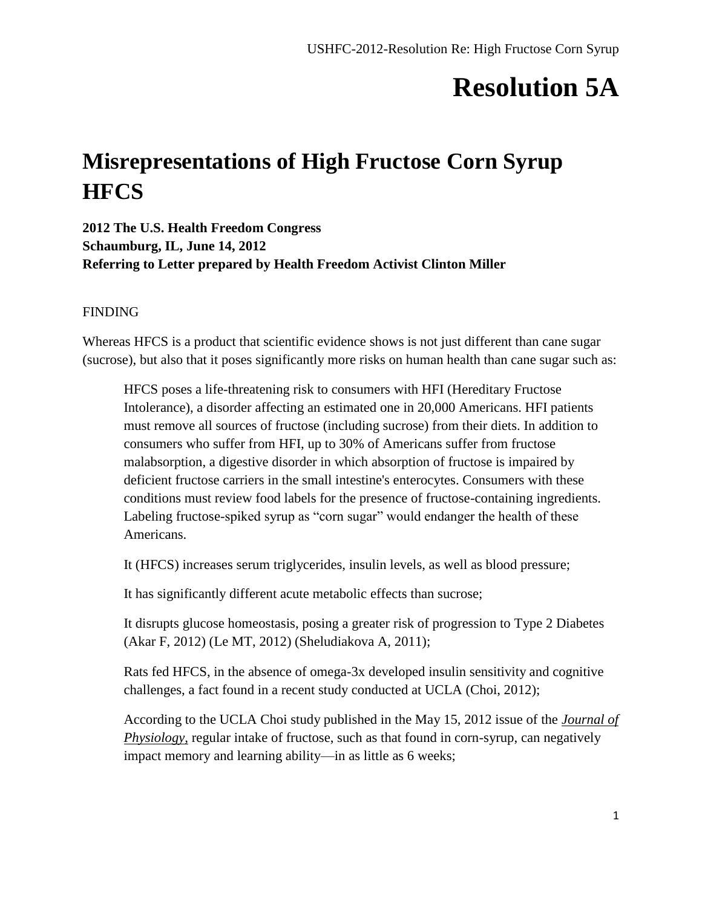# Resolution 5A

## Misrepresentations of High Fructose Corn Syrup HFCS

**2012 The U.S. Health Freedom Congress**
**Schaumburg, IL, June 14, 2012**
**Referring to Letter prepared by Health Freedom Activist Clinton Miller**

FINDING

Whereas HFCS is a product that scientific evidence shows is not just different than cane sugar (sucrose), but also that it poses significantly more risks on human health than cane sugar such as:

> HFCS poses a life-threatening risk to consumers with HFI (Hereditary Fructose Intolerance), a disorder affecting an estimated one in 20,000 Americans. HFI patients must remove all sources of fructose (including sucrose) from their diets. In addition to consumers who suffer from HFI, up to 30% of Americans suffer from fructose malabsorption, a digestive disorder in which absorption of fructose is impaired by deficient fructose carriers in the small intestine's enterocytes. Consumers with these conditions must review food labels for the presence of fructose-containing ingredients. Labeling fructose-spiked syrup as "corn sugar" would endanger the health of these Americans.
>
> It (HFCS) increases serum triglycerides, insulin levels, as well as blood pressure;
>
> It has significantly different acute metabolic effects than sucrose;
>
> It disrupts glucose homeostasis, posing a greater risk of progression to Type 2 Diabetes (Akar F, 2012) (Le MT, 2012) (Sheludiakova A, 2011);
>
> Rats fed HFCS, in the absence of omega-3x developed insulin sensitivity and cognitive challenges, a fact found in a recent study conducted at UCLA (Choi, 2012);
>
> According to the UCLA Choi study published in the May 15, 2012 issue of the ***Journal of Physiology***, regular intake of fructose, such as that found in corn-syrup, can negatively impact memory and learning ability—in as little as 6 weeks;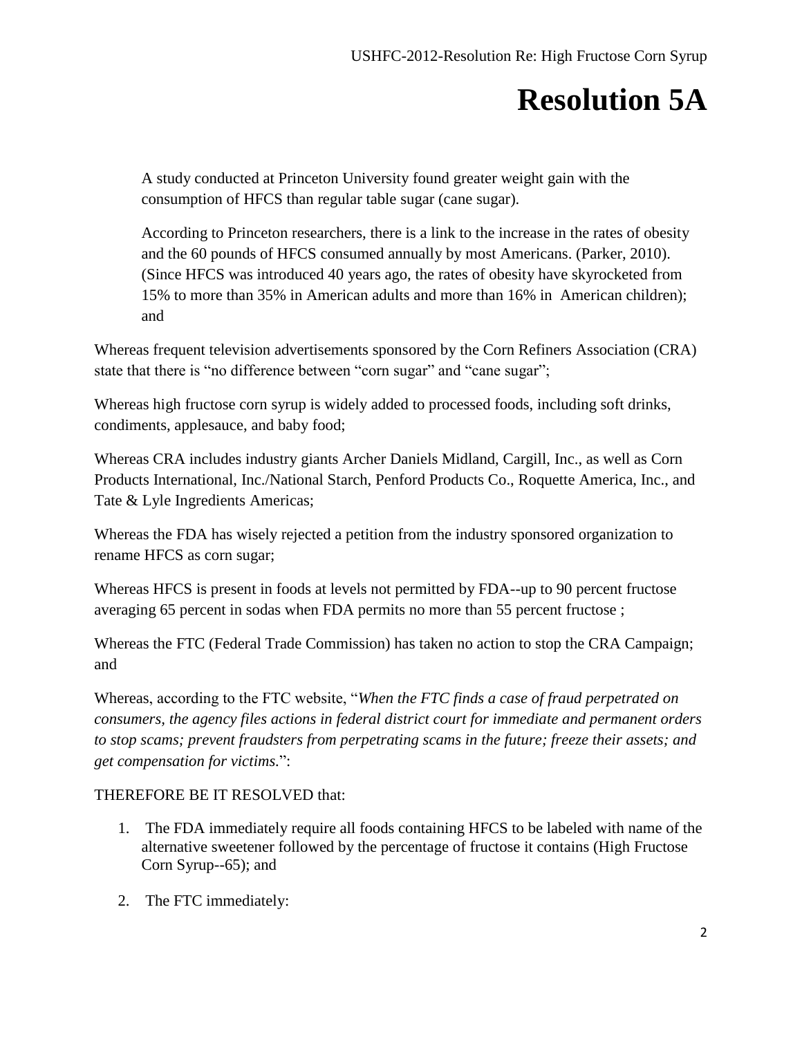# Resolution 5A

A study conducted at Princeton University found greater weight gain with the consumption of HFCS than regular table sugar (cane sugar).

According to Princeton researchers, there is a link to the increase in the rates of obesity and the 60 pounds of HFCS consumed annually by most Americans. (Parker, 2010). (Since HFCS was introduced 40 years ago, the rates of obesity have skyrocketed from 15% to more than 35% in American adults and more than 16% in American children); and

Whereas frequent television advertisements sponsored by the Corn Refiners Association (CRA) state that there is "no difference between "corn sugar" and "cane sugar";

Whereas high fructose corn syrup is widely added to processed foods, including soft drinks, condiments, applesauce, and baby food;

Whereas CRA includes industry giants Archer Daniels Midland, Cargill, Inc., as well as Corn Products International, Inc./National Starch, Penford Products Co., Roquette America, Inc., and Tate & Lyle Ingredients Americas;

Whereas the FDA has wisely rejected a petition from the industry sponsored organization to rename HFCS as corn sugar;

Whereas HFCS is present in foods at levels not permitted by FDA--up to 90 percent fructose averaging 65 percent in sodas when FDA permits no more than 55 percent fructose ;

Whereas the FTC (Federal Trade Commission) has taken no action to stop the CRA Campaign; and

Whereas, according to the FTC website, "*When the FTC finds a case of fraud perpetrated on consumers, the agency files actions in federal district court for immediate and permanent orders to stop scams; prevent fraudsters from perpetrating scams in the future; freeze their assets; and get compensation for victims.*":

THEREFORE BE IT RESOLVED that:

1. The FDA immediately require all foods containing HFCS to be labeled with name of the alternative sweetener followed by the percentage of fructose it contains (High Fructose Corn Syrup--65); and

2. The FTC immediately: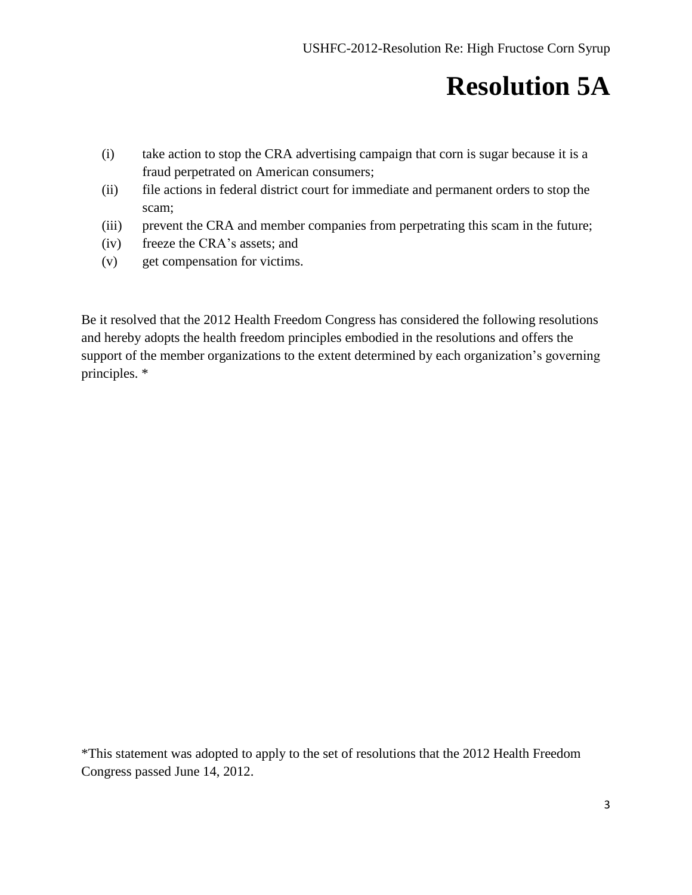# Resolution 5A

(i) take action to stop the CRA advertising campaign that corn is sugar because it is a fraud perpetrated on American consumers;
(ii) file actions in federal district court for immediate and permanent orders to stop the scam;
(iii) prevent the CRA and member companies from perpetrating this scam in the future;
(iv) freeze the CRA's assets; and
(v) get compensation for victims.

Be it resolved that the 2012 Health Freedom Congress has considered the following resolutions and hereby adopts the health freedom principles embodied in the resolutions and offers the support of the member organizations to the extent determined by each organization's governing principles. *

*This statement was adopted to apply to the set of resolutions that the 2012 Health Freedom Congress passed June 14, 2012.